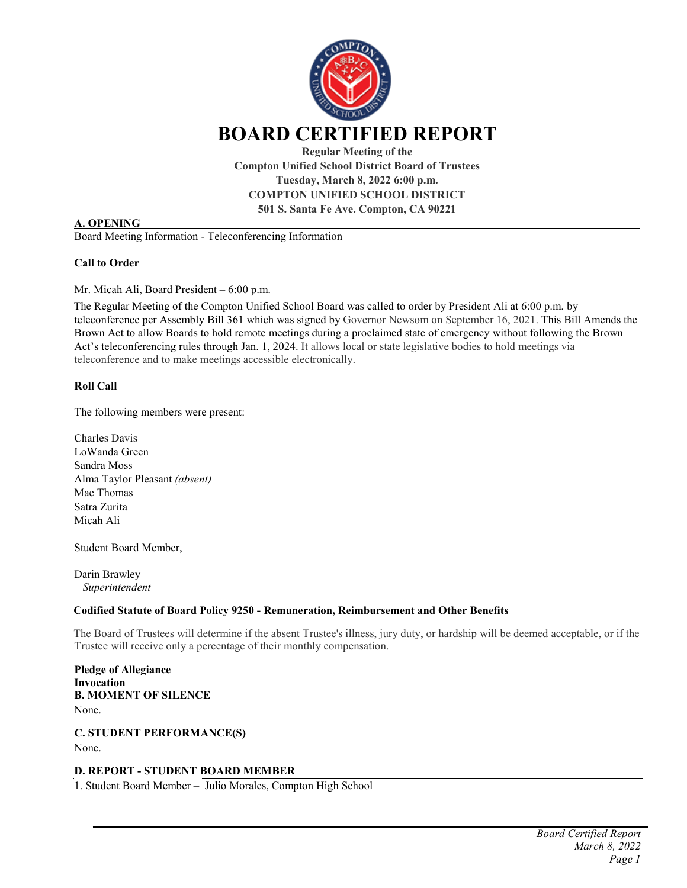# BOARD CERTIFIED REPORT

**Regular Meeting of the**
**Compton Unified School District Board of Trustees**
**Tuesday, March 8, 2022 6:00 p.m.**
**COMPTON UNIFIED SCHOOL DISTRICT**
**501 S. Santa Fe Ave. Compton, CA 90221**

## A. OPENING

Board Meeting Information - Teleconferencing Information

**Call to Order**

Mr. Micah Ali, Board President – 6:00 p.m.

The Regular Meeting of the Compton Unified School Board was called to order by President Ali at 6:00 p.m. by teleconference per Assembly Bill 361 which was signed by Governor Newsom on September 16, 2021. This Bill Amends the Brown Act to allow Boards to hold remote meetings during a proclaimed state of emergency without following the Brown Act's teleconferencing rules through Jan. 1, 2024. It allows local or state legislative bodies to hold meetings via teleconference and to make meetings accessible electronically.

**Roll Call**

The following members were present:

Charles Davis
LoWanda Green
Sandra Moss
Alma Taylor Pleasant *(absent)*
Mae Thomas
Satra Zurita
Micah Ali

Student Board Member,

Darin Brawley
*Superintendent*

**Codified Statute of Board Policy 9250 - Remuneration, Reimbursement and Other Benefits**

The Board of Trustees will determine if the absent Trustee's illness, jury duty, or hardship will be deemed acceptable, or if the Trustee will receive only a percentage of their monthly compensation.

**Pledge of Allegiance**
**Invocation**

## B. MOMENT OF SILENCE

None.

## C. STUDENT PERFORMANCE(S)

None.

## D. REPORT - STUDENT BOARD MEMBER

1. Student Board Member – Julio Morales, Compton High School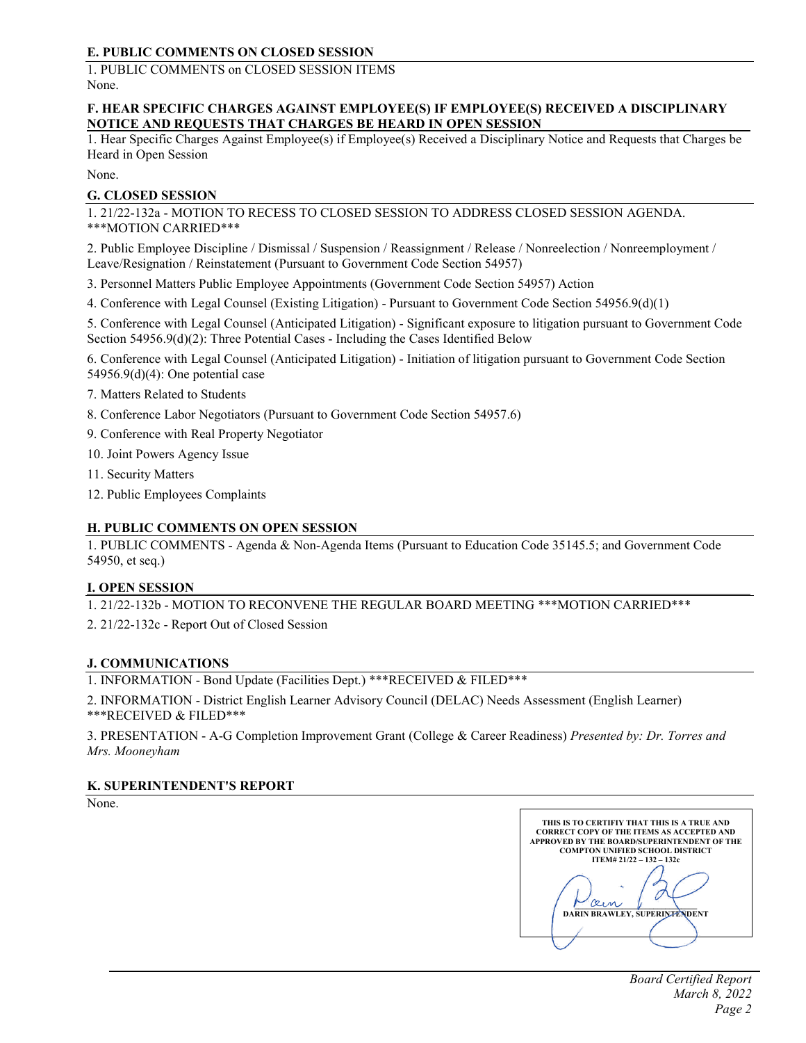## E. PUBLIC COMMENTS ON CLOSED SESSION

1. PUBLIC COMMENTS on CLOSED SESSION ITEMS

None.

## F. HEAR SPECIFIC CHARGES AGAINST EMPLOYEE(S) IF EMPLOYEE(S) RECEIVED A DISCIPLINARY NOTICE AND REQUESTS THAT CHARGES BE HEARD IN OPEN SESSION

1. Hear Specific Charges Against Employee(s) if Employee(s) Received a Disciplinary Notice and Requests that Charges be Heard in Open Session

None.

## G. CLOSED SESSION

1. 21/22-132a - MOTION TO RECESS TO CLOSED SESSION TO ADDRESS CLOSED SESSION AGENDA. ***MOTION CARRIED***

2. Public Employee Discipline / Dismissal / Suspension / Reassignment / Release / Nonreelection / Nonreemployment / Leave/Resignation / Reinstatement (Pursuant to Government Code Section 54957)

3. Personnel Matters Public Employee Appointments (Government Code Section 54957) Action

4. Conference with Legal Counsel (Existing Litigation) - Pursuant to Government Code Section 54956.9(d)(1)

5. Conference with Legal Counsel (Anticipated Litigation) - Significant exposure to litigation pursuant to Government Code Section 54956.9(d)(2): Three Potential Cases - Including the Cases Identified Below

6. Conference with Legal Counsel (Anticipated Litigation) - Initiation of litigation pursuant to Government Code Section 54956.9(d)(4): One potential case

7. Matters Related to Students

8. Conference Labor Negotiators (Pursuant to Government Code Section 54957.6)

9. Conference with Real Property Negotiator

10. Joint Powers Agency Issue

11. Security Matters

12. Public Employees Complaints

## H. PUBLIC COMMENTS ON OPEN SESSION

1. PUBLIC COMMENTS - Agenda & Non-Agenda Items (Pursuant to Education Code 35145.5; and Government Code 54950, et seq.)

## I. OPEN SESSION

1. 21/22-132b - MOTION TO RECONVENE THE REGULAR BOARD MEETING ***MOTION CARRIED***

2. 21/22-132c - Report Out of Closed Session

## J. COMMUNICATIONS

1. INFORMATION - Bond Update (Facilities Dept.) ***RECEIVED & FILED***

2. INFORMATION - District English Learner Advisory Council (DELAC) Needs Assessment (English Learner) ***RECEIVED & FILED***

3. PRESENTATION - A-G Completion Improvement Grant (College & Career Readiness) *Presented by: Dr. Torres and Mrs. Mooneyham*

## K. SUPERINTENDENT'S REPORT

None.

**THIS IS TO CERTIFIY THAT THIS IS A TRUE AND CORRECT COPY OF THE ITEMS AS ACCEPTED AND APPROVED BY THE BOARD/SUPERINTENDENT OF THE COMPTON UNIFIED SCHOOL DISTRICT ITEM# 21/22 – 132 – 132c**

**DARIN BRAWLEY, SUPERINTENDENT**

*Board Certified Report*
*March 8, 2022*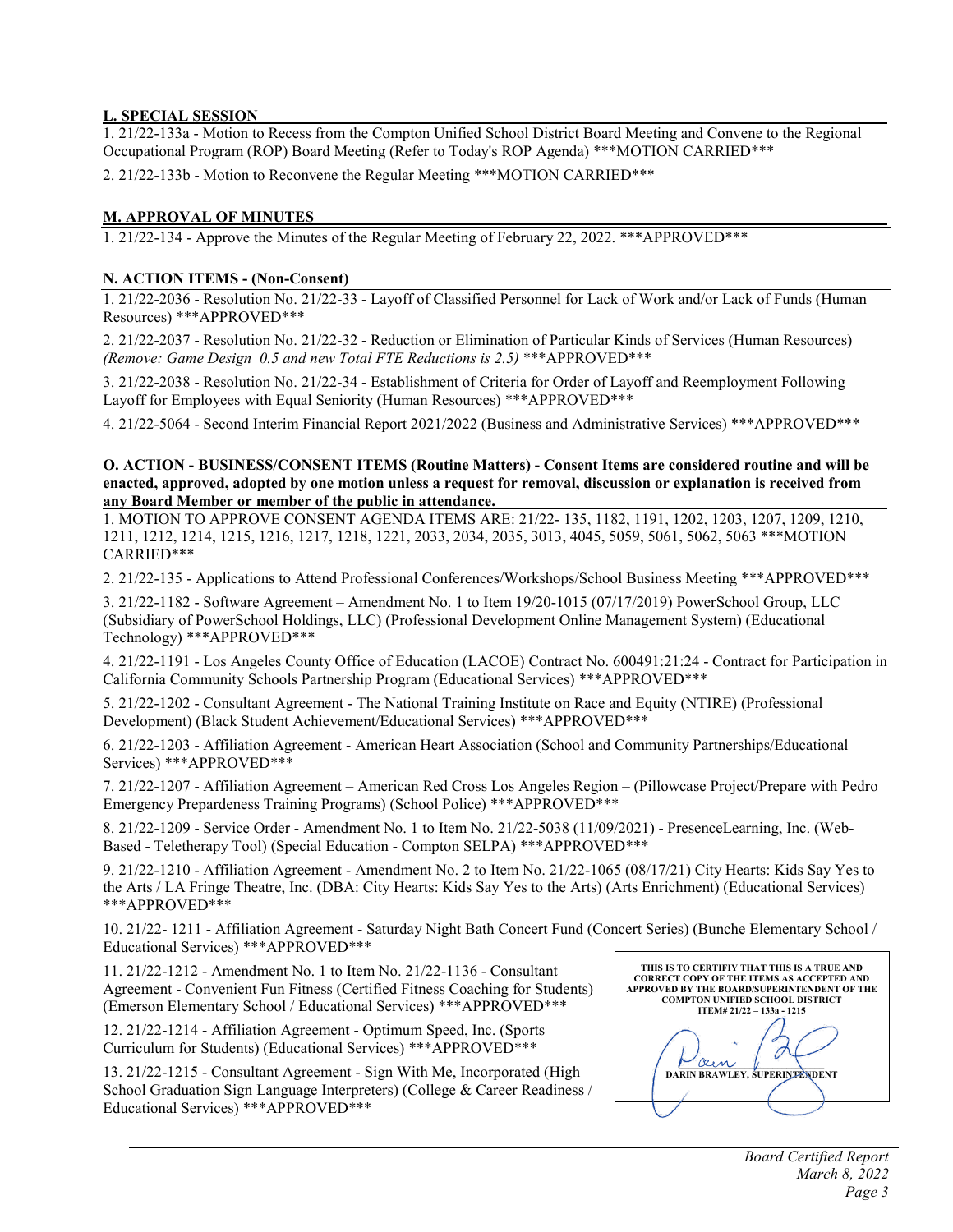## L. SPECIAL SESSION

1. 21/22-133a - Motion to Recess from the Compton Unified School District Board Meeting and Convene to the Regional Occupational Program (ROP) Board Meeting (Refer to Today's ROP Agenda) ***MOTION CARRIED***

2. 21/22-133b - Motion to Reconvene the Regular Meeting ***MOTION CARRIED***

## M. APPROVAL OF MINUTES

1. 21/22-134 - Approve the Minutes of the Regular Meeting of February 22, 2022. ***APPROVED***

## N. ACTION ITEMS - (Non-Consent)

1. 21/22-2036 - Resolution No. 21/22-33 - Layoff of Classified Personnel for Lack of Work and/or Lack of Funds (Human Resources) ***APPROVED***

2. 21/22-2037 - Resolution No. 21/22-32 - Reduction or Elimination of Particular Kinds of Services (Human Resources) *(Remove: Game Design 0.5 and new Total FTE Reductions is 2.5)* ***APPROVED***

3. 21/22-2038 - Resolution No. 21/22-34 - Establishment of Criteria for Order of Layoff and Reemployment Following Layoff for Employees with Equal Seniority (Human Resources) ***APPROVED***

4. 21/22-5064 - Second Interim Financial Report 2021/2022 (Business and Administrative Services) ***APPROVED***

## O. ACTION - BUSINESS/CONSENT ITEMS (Routine Matters) - Consent Items are considered routine and will be enacted, approved, adopted by one motion unless a request for removal, discussion or explanation is received from any Board Member or member of the public in attendance.

1. MOTION TO APPROVE CONSENT AGENDA ITEMS ARE: 21/22- 135, 1182, 1191, 1202, 1203, 1207, 1209, 1210, 1211, 1212, 1214, 1215, 1216, 1217, 1218, 1221, 2033, 2034, 2035, 3013, 4045, 5059, 5061, 5062, 5063 ***MOTION CARRIED***

2. 21/22-135 - Applications to Attend Professional Conferences/Workshops/School Business Meeting ***APPROVED***

3. 21/22-1182 - Software Agreement – Amendment No. 1 to Item 19/20-1015 (07/17/2019) PowerSchool Group, LLC (Subsidiary of PowerSchool Holdings, LLC) (Professional Development Online Management System) (Educational Technology) ***APPROVED***

4. 21/22-1191 - Los Angeles County Office of Education (LACOE) Contract No. 600491:21:24 - Contract for Participation in California Community Schools Partnership Program (Educational Services) ***APPROVED***

5. 21/22-1202 - Consultant Agreement - The National Training Institute on Race and Equity (NTIRE) (Professional Development) (Black Student Achievement/Educational Services) ***APPROVED***

6. 21/22-1203 - Affiliation Agreement - American Heart Association (School and Community Partnerships/Educational Services) ***APPROVED***

7. 21/22-1207 - Affiliation Agreement – American Red Cross Los Angeles Region – (Pillowcase Project/Prepare with Pedro Emergency Preparedness Training Programs) (School Police) ***APPROVED***

8. 21/22-1209 - Service Order - Amendment No. 1 to Item No. 21/22-5038 (11/09/2021) - PresenceLearning, Inc. (Web-Based - Teletherapy Tool) (Special Education - Compton SELPA) ***APPROVED***

9. 21/22-1210 - Affiliation Agreement - Amendment No. 2 to Item No. 21/22-1065 (08/17/21) City Hearts: Kids Say Yes to the Arts / LA Fringe Theatre, Inc. (DBA: City Hearts: Kids Say Yes to the Arts) (Arts Enrichment) (Educational Services) ***APPROVED***

10. 21/22- 1211 - Affiliation Agreement - Saturday Night Bath Concert Fund (Concert Series) (Bunche Elementary School / Educational Services) ***APPROVED***

11. 21/22-1212 - Amendment No. 1 to Item No. 21/22-1136 - Consultant Agreement - Convenient Fun Fitness (Certified Fitness Coaching for Students) (Emerson Elementary School / Educational Services) ***APPROVED***

12. 21/22-1214 - Affiliation Agreement - Optimum Speed, Inc. (Sports Curriculum for Students) (Educational Services) ***APPROVED***

13. 21/22-1215 - Consultant Agreement - Sign With Me, Incorporated (High School Graduation Sign Language Interpreters) (College & Career Readiness / Educational Services) ***APPROVED***

THIS IS TO CERTIFIY THAT THIS IS A TRUE AND CORRECT COPY OF THE ITEMS AS ACCEPTED AND APPROVED BY THE BOARD/SUPERINTENDENT OF THE COMPTON UNIFIED SCHOOL DISTRICT ITEM# 21/22 – 133a - 1215

DARIN BRAWLEY, SUPERINTENDENT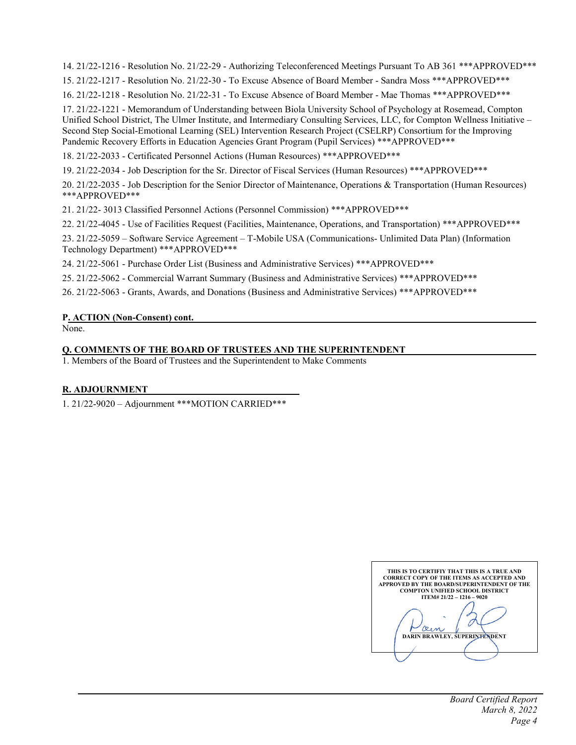14. 21/22-1216 - Resolution No. 21/22-29 - Authorizing Teleconferenced Meetings Pursuant To AB 361 ***APPROVED***

15. 21/22-1217 - Resolution No. 21/22-30 - To Excuse Absence of Board Member - Sandra Moss ***APPROVED***

16. 21/22-1218 - Resolution No. 21/22-31 - To Excuse Absence of Board Member - Mae Thomas ***APPROVED***

17. 21/22-1221 - Memorandum of Understanding between Biola University School of Psychology at Rosemead, Compton Unified School District, The Ulmer Institute, and Intermediary Consulting Services, LLC, for Compton Wellness Initiative – Second Step Social-Emotional Learning (SEL) Intervention Research Project (CSELRP) Consortium for the Improving Pandemic Recovery Efforts in Education Agencies Grant Program (Pupil Services) ***APPROVED***

18. 21/22-2033 - Certificated Personnel Actions (Human Resources) ***APPROVED***

19. 21/22-2034 - Job Description for the Sr. Director of Fiscal Services (Human Resources) ***APPROVED***

20. 21/22-2035 - Job Description for the Senior Director of Maintenance, Operations & Transportation (Human Resources) ***APPROVED***

21. 21/22- 3013 Classified Personnel Actions (Personnel Commission) ***APPROVED***

22. 21/22-4045 - Use of Facilities Request (Facilities, Maintenance, Operations, and Transportation) ***APPROVED***

23. 21/22-5059 – Software Service Agreement – T-Mobile USA (Communications- Unlimited Data Plan) (Information Technology Department) ***APPROVED***

24. 21/22-5061 - Purchase Order List (Business and Administrative Services) ***APPROVED***

25. 21/22-5062 - Commercial Warrant Summary (Business and Administrative Services) ***APPROVED***

26. 21/22-5063 - Grants, Awards, and Donations (Business and Administrative Services) ***APPROVED***

**P. ACTION (Non-Consent) cont.**

None.

**Q. COMMENTS OF THE BOARD OF TRUSTEES AND THE SUPERINTENDENT**

1. Members of the Board of Trustees and the Superintendent to Make Comments

**R. ADJOURNMENT**

1. 21/22-9020 – Adjournment ***MOTION CARRIED***

**THIS IS TO CERTIFIY THAT THIS IS A TRUE AND CORRECT COPY OF THE ITEMS AS ACCEPTED AND APPROVED BY THE BOARD/SUPERINTENDENT OF THE COMPTON UNIFIED SCHOOL DISTRICT**
**ITEM# 21/22 – 1216 – 9020**

**DARIN BRAWLEY, SUPERINTENDENT**

*Board Certified Report*
*March 8, 2022*